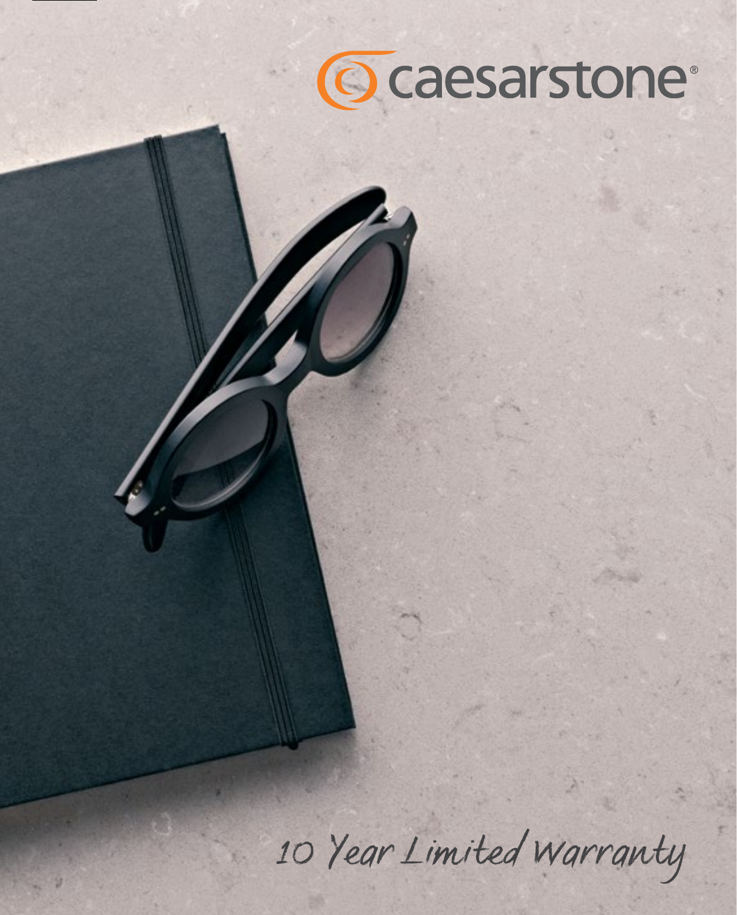caesarstone®

# 10 Year Limited Warranty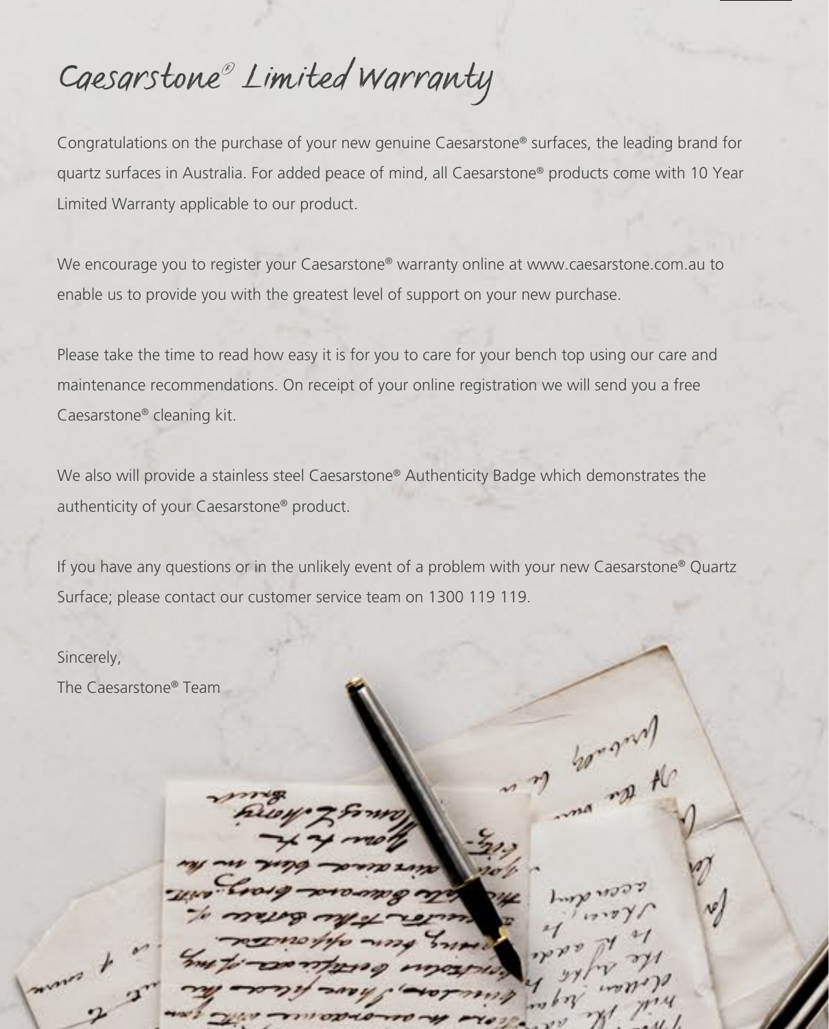# Caesarstone® Limited Warranty

Congratulations on the purchase of your new genuine Caesarstone® surfaces, the leading brand for quartz surfaces in Australia. For added peace of mind, all Caesarstone® products come with 10 Year Limited Warranty applicable to our product.

We encourage you to register your Caesarstone® warranty online at www.caesarstone.com.au to enable us to provide you with the greatest level of support on your new purchase.

Please take the time to read how easy it is for you to care for your bench top using our care and maintenance recommendations. On receipt of your online registration we will send you a free Caesarstone® cleaning kit.

We also will provide a stainless steel Caesarstone® Authenticity Badge which demonstrates the authenticity of your Caesarstone® product.

If you have any questions or in the unlikely event of a problem with your new Caesarstone® Quartz Surface; please contact our customer service team on 1300 119 119.

Sincerely,
The Caesarstone® Team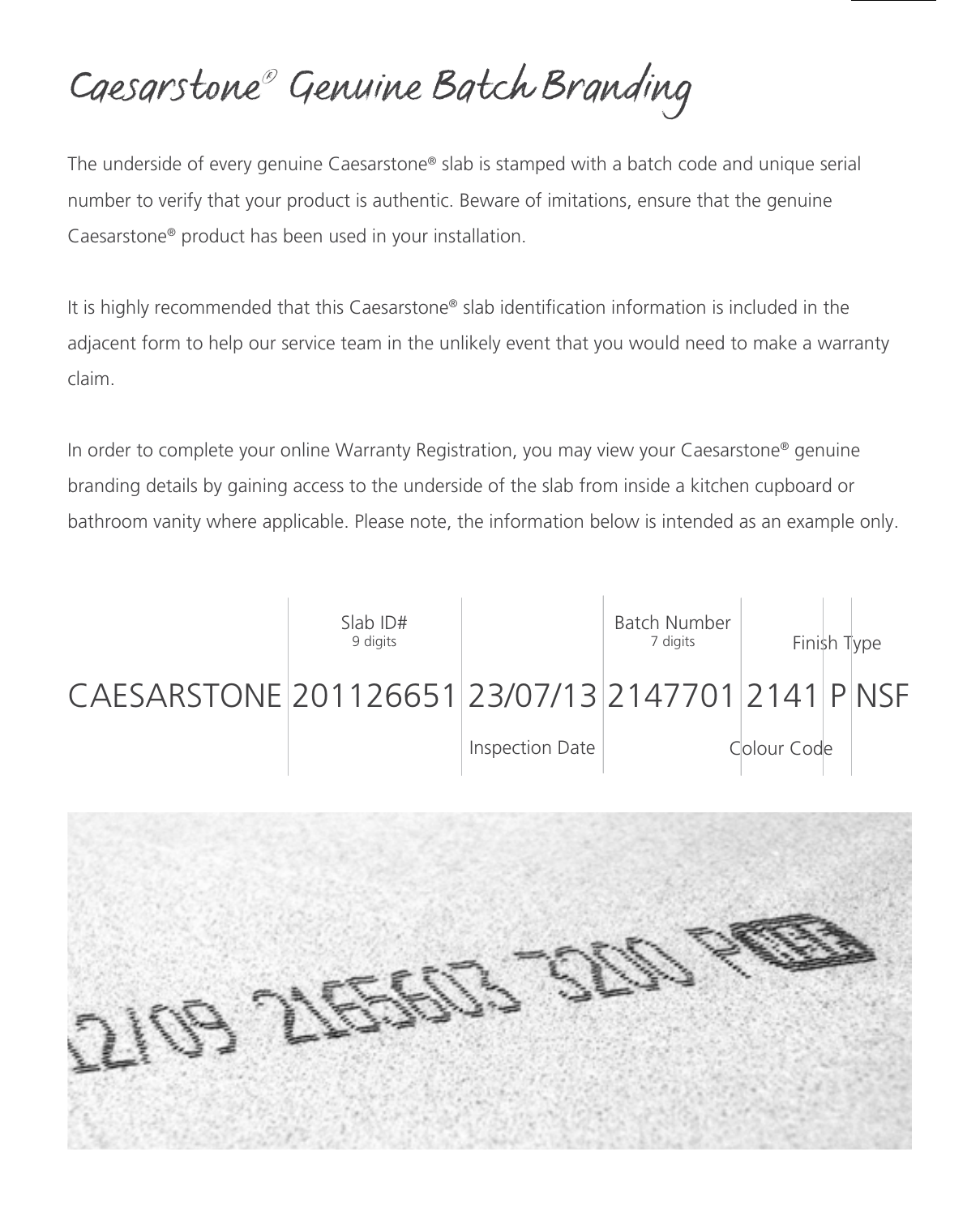# Caesarstone® Genuine Batch Branding

The underside of every genuine Caesarstone® slab is stamped with a batch code and unique serial number to verify that your product is authentic. Beware of imitations, ensure that the genuine Caesarstone® product has been used in your installation.

It is highly recommended that this Caesarstone® slab identification information is included in the adjacent form to help our service team in the unlikely event that you would need to make a warranty claim.

In order to complete your online Warranty Registration, you may view your Caesarstone® genuine branding details by gaining access to the underside of the slab from inside a kitchen cupboard or bathroom vanity where applicable. Please note, the information below is intended as an example only.

| | Slab ID# (9 digits) | | Batch Number (7 digits) | | Finish Type | |
|---|---|---|---|---|---|---|
| CAESARSTONE | 201126651 | 23/07/13 | 2147701 | 2141 | P | NSF |
| | | Inspection Date | | Colour Code | | |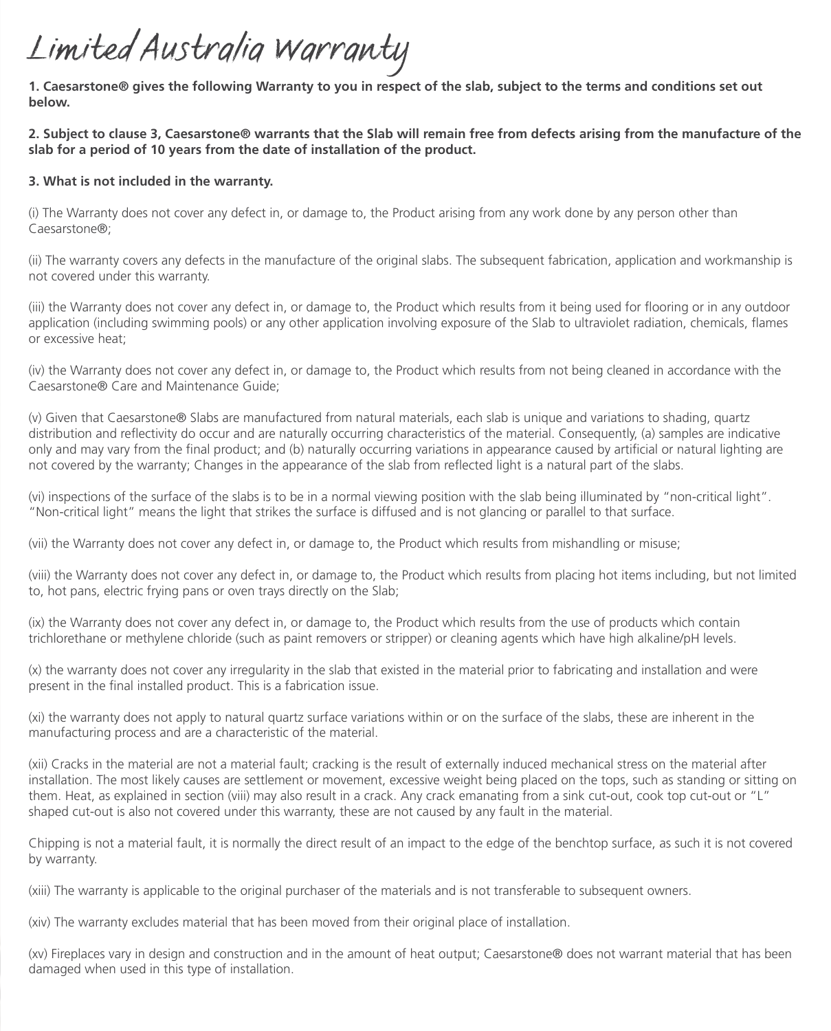# Limited Australia Warranty

**1. Caesarstone® gives the following Warranty to you in respect of the slab, subject to the terms and conditions set out below.**

**2. Subject to clause 3, Caesarstone® warrants that the Slab will remain free from defects arising from the manufacture of the slab for a period of 10 years from the date of installation of the product.**

**3. What is not included in the warranty.**

(i) The Warranty does not cover any defect in, or damage to, the Product arising from any work done by any person other than Caesarstone®;

(ii) The warranty covers any defects in the manufacture of the original slabs. The subsequent fabrication, application and workmanship is not covered under this warranty.

(iii) the Warranty does not cover any defect in, or damage to, the Product which results from it being used for flooring or in any outdoor application (including swimming pools) or any other application involving exposure of the Slab to ultraviolet radiation, chemicals, flames or excessive heat;

(iv) the Warranty does not cover any defect in, or damage to, the Product which results from not being cleaned in accordance with the Caesarstone® Care and Maintenance Guide;

(v) Given that Caesarstone® Slabs are manufactured from natural materials, each slab is unique and variations to shading, quartz distribution and reflectivity do occur and are naturally occurring characteristics of the material. Consequently, (a) samples are indicative only and may vary from the final product; and (b) naturally occurring variations in appearance caused by artificial or natural lighting are not covered by the warranty; Changes in the appearance of the slab from reflected light is a natural part of the slabs.

(vi) inspections of the surface of the slabs is to be in a normal viewing position with the slab being illuminated by "non-critical light". "Non-critical light" means the light that strikes the surface is diffused and is not glancing or parallel to that surface.

(vii) the Warranty does not cover any defect in, or damage to, the Product which results from mishandling or misuse;

(viii) the Warranty does not cover any defect in, or damage to, the Product which results from placing hot items including, but not limited to, hot pans, electric frying pans or oven trays directly on the Slab;

(ix) the Warranty does not cover any defect in, or damage to, the Product which results from the use of products which contain trichlorethane or methylene chloride (such as paint removers or stripper) or cleaning agents which have high alkaline/pH levels.

(x) the warranty does not cover any irregularity in the slab that existed in the material prior to fabricating and installation and were present in the final installed product. This is a fabrication issue.

(xi) the warranty does not apply to natural quartz surface variations within or on the surface of the slabs, these are inherent in the manufacturing process and are a characteristic of the material.

(xii) Cracks in the material are not a material fault; cracking is the result of externally induced mechanical stress on the material after installation. The most likely causes are settlement or movement, excessive weight being placed on the tops, such as standing or sitting on them. Heat, as explained in section (viii) may also result in a crack. Any crack emanating from a sink cut-out, cook top cut-out or "L" shaped cut-out is also not covered under this warranty, these are not caused by any fault in the material.

Chipping is not a material fault, it is normally the direct result of an impact to the edge of the benchtop surface, as such it is not covered by warranty.

(xiii) The warranty is applicable to the original purchaser of the materials and is not transferable to subsequent owners.

(xiv) The warranty excludes material that has been moved from their original place of installation.

(xv) Fireplaces vary in design and construction and in the amount of heat output; Caesarstone® does not warrant material that has been damaged when used in this type of installation.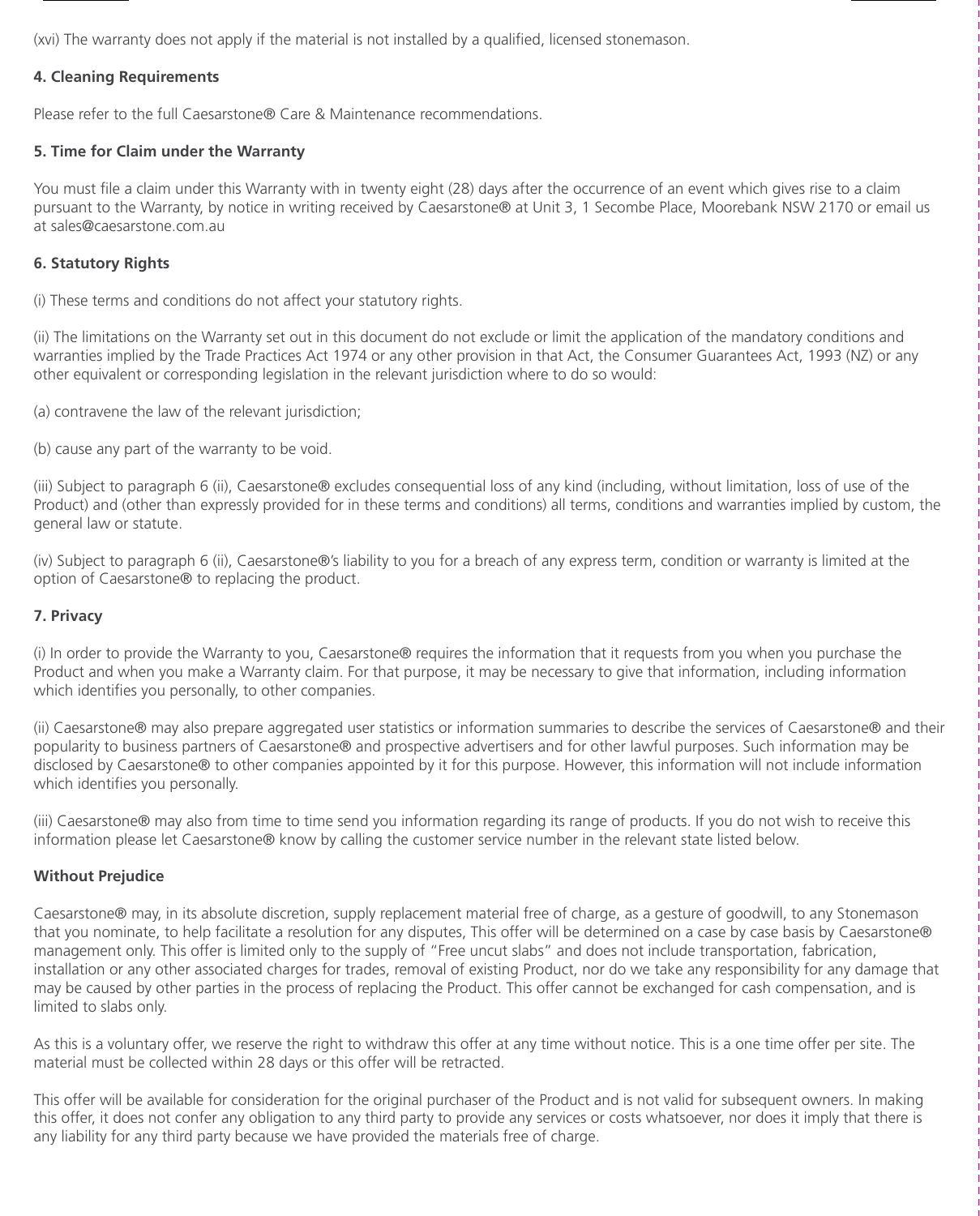(xvi) The warranty does not apply if the material is not installed by a qualified, licensed stonemason.

**4. Cleaning Requirements**

Please refer to the full Caesarstone® Care & Maintenance recommendations.

**5. Time for Claim under the Warranty**

You must file a claim under this Warranty with in twenty eight (28) days after the occurrence of an event which gives rise to a claim pursuant to the Warranty, by notice in writing received by Caesarstone® at Unit 3, 1 Secombe Place, Moorebank NSW 2170 or email us at sales@caesarstone.com.au

**6. Statutory Rights**

(i) These terms and conditions do not affect your statutory rights.

(ii) The limitations on the Warranty set out in this document do not exclude or limit the application of the mandatory conditions and warranties implied by the Trade Practices Act 1974 or any other provision in that Act, the Consumer Guarantees Act, 1993 (NZ) or any other equivalent or corresponding legislation in the relevant jurisdiction where to do so would:

(a) contravene the law of the relevant jurisdiction;

(b) cause any part of the warranty to be void.

(iii) Subject to paragraph 6 (ii), Caesarstone® excludes consequential loss of any kind (including, without limitation, loss of use of the Product) and (other than expressly provided for in these terms and conditions) all terms, conditions and warranties implied by custom, the general law or statute.

(iv) Subject to paragraph 6 (ii), Caesarstone®'s liability to you for a breach of any express term, condition or warranty is limited at the option of Caesarstone® to replacing the product.

**7. Privacy**

(i) In order to provide the Warranty to you, Caesarstone® requires the information that it requests from you when you purchase the Product and when you make a Warranty claim. For that purpose, it may be necessary to give that information, including information which identifies you personally, to other companies.

(ii) Caesarstone® may also prepare aggregated user statistics or information summaries to describe the services of Caesarstone® and their popularity to business partners of Caesarstone® and prospective advertisers and for other lawful purposes. Such information may be disclosed by Caesarstone® to other companies appointed by it for this purpose. However, this information will not include information which identifies you personally.

(iii) Caesarstone® may also from time to time send you information regarding its range of products. If you do not wish to receive this information please let Caesarstone® know by calling the customer service number in the relevant state listed below.

**Without Prejudice**

Caesarstone® may, in its absolute discretion, supply replacement material free of charge, as a gesture of goodwill, to any Stonemason that you nominate, to help facilitate a resolution for any disputes, This offer will be determined on a case by case basis by Caesarstone® management only. This offer is limited only to the supply of "Free uncut slabs" and does not include transportation, fabrication, installation or any other associated charges for trades, removal of existing Product, nor do we take any responsibility for any damage that may be caused by other parties in the process of replacing the Product. This offer cannot be exchanged for cash compensation, and is limited to slabs only.

As this is a voluntary offer, we reserve the right to withdraw this offer at any time without notice. This is a one time offer per site. The material must be collected within 28 days or this offer will be retracted.

This offer will be available for consideration for the original purchaser of the Product and is not valid for subsequent owners. In making this offer, it does not confer any obligation to any third party to provide any services or costs whatsoever, nor does it imply that there is any liability for any third party because we have provided the materials free of charge.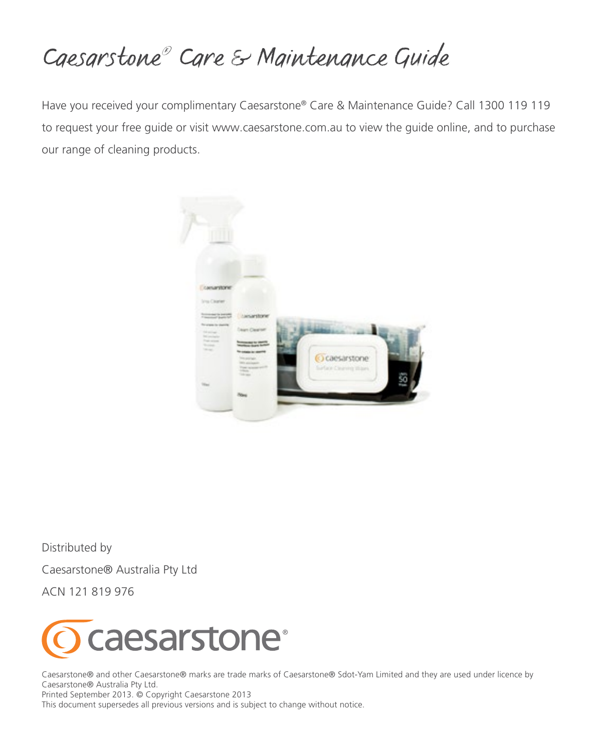# Caesarstone® Care & Maintenance Guide

Have you received your complimentary Caesarstone® Care & Maintenance Guide? Call 1300 119 119 to request your free guide or visit www.caesarstone.com.au to view the guide online, and to purchase our range of cleaning products.

Distributed by

Caesarstone® Australia Pty Ltd

ACN 121 819 976

caesarstone®

Caesarstone® and other Caesarstone® marks are trade marks of Caesarstone® Sdot-Yam Limited and they are used under licence by Caesarstone® Australia Pty Ltd.
Printed September 2013. © Copyright Caesarstone 2013
This document supersedes all previous versions and is subject to change without notice.